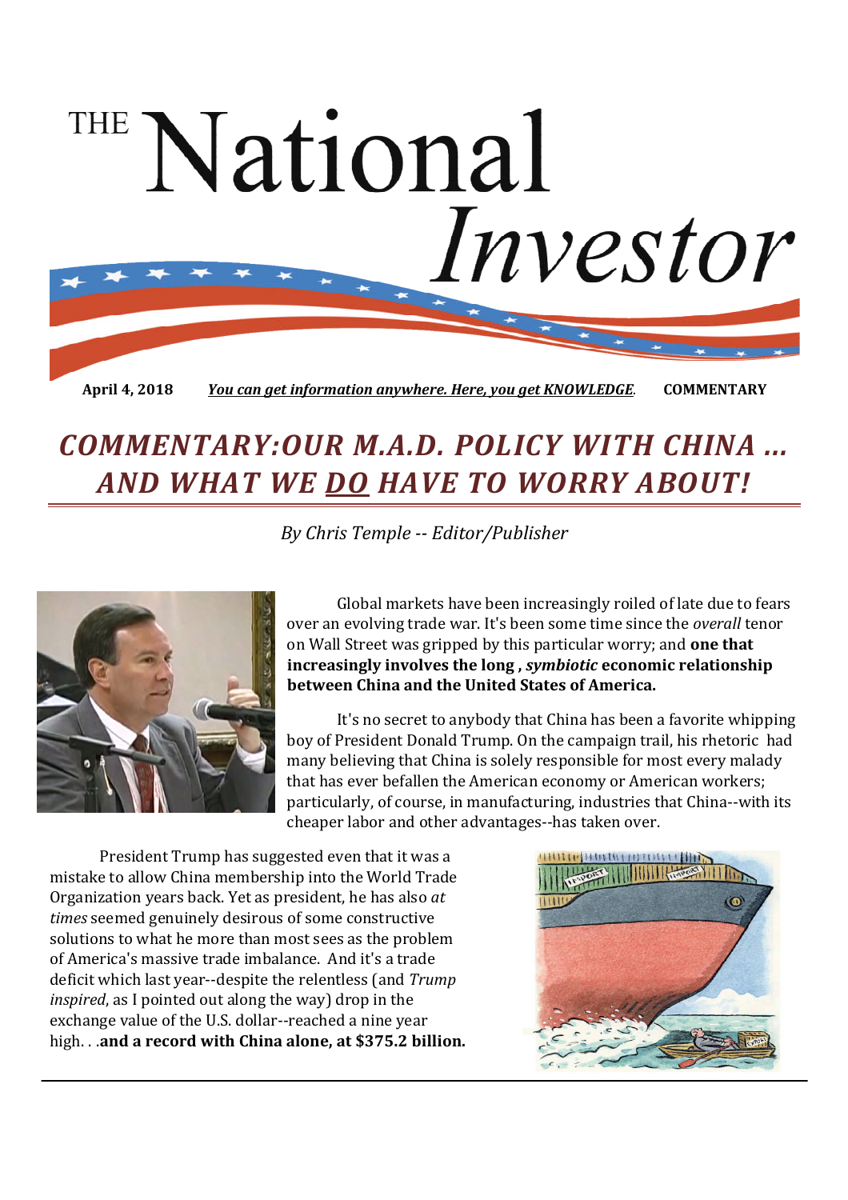# THE National Investor

**April 4, 2018** *You can get information anywhere. Here, you get KNOWLEDGE.* **COMMENTARY**

## *COMMENTARY:OUR M.A.D. POLICY WITH CHINA ... AND WHAT WE DO HAVE TO WORRY ABOUT!*

*By Chris Temple -- Editor/Publisher*

Global markets have been increasingly roiled of late due to fears over an evolving trade war. It's been some time since the *overall* tenor on Wall Street was gripped by this particular worry; and **one that increasingly involves the long , *symbiotic* economic relationship between China and the United States of America.**

It's no secret to anybody that China has been a favorite whipping boy of President Donald Trump. On the campaign trail, his rhetoric had many believing that China is solely responsible for most every malady that has ever befallen the American economy or American workers; particularly, of course, in manufacturing, industries that China--with its cheaper labor and other advantages--has taken over.

President Trump has suggested even that it was a mistake to allow China membership into the World Trade Organization years back. Yet as president, he has also *at times* seemed genuinely desirous of some constructive solutions to what he more than most sees as the problem of America's massive trade imbalance. And it's a trade deficit which last year--despite the relentless (and *Trump inspired*, as I pointed out along the way) drop in the exchange value of the U.S. dollar--reached a nine year high. . .**and a record with China alone, at $375.2 billion.**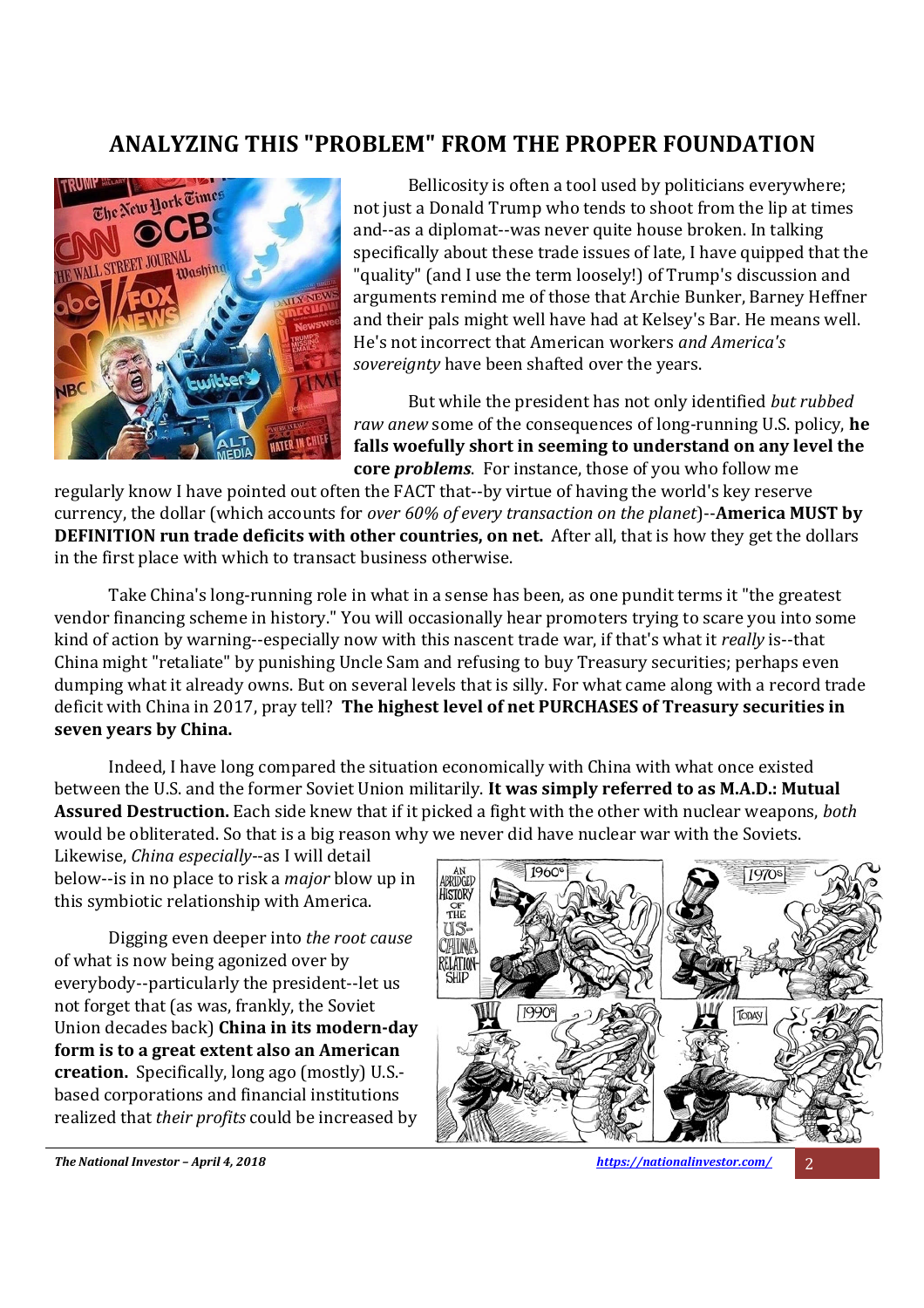## ANALYZING THIS "PROBLEM" FROM THE PROPER FOUNDATION

Bellicosity is often a tool used by politicians everywhere; not just a Donald Trump who tends to shoot from the lip at times and--as a diplomat--was never quite house broken. In talking specifically about these trade issues of late, I have quipped that the "quality" (and I use the term loosely!) of Trump's discussion and arguments remind me of those that Archie Bunker, Barney Heffner and their pals might well have had at Kelsey's Bar. He means well. He's not incorrect that American workers *and America's sovereignty* have been shafted over the years.

But while the president has not only identified *but rubbed raw anew* some of the consequences of long-running U.S. policy, **he falls woefully short in seeming to understand on any level the core *problems*.** For instance, those of you who follow me regularly know I have pointed out often the FACT that--by virtue of having the world's key reserve currency, the dollar (which accounts for *over 60% of every transaction on the planet*)--**America MUST by DEFINITION run trade deficits with other countries, on net.** After all, that is how they get the dollars in the first place with which to transact business otherwise.

Take China's long-running role in what in a sense has been, as one pundit terms it "the greatest vendor financing scheme in history." You will occasionally hear promoters trying to scare you into some kind of action by warning--especially now with this nascent trade war, if that's what it *really* is--that China might "retaliate" by punishing Uncle Sam and refusing to buy Treasury securities; perhaps even dumping what it already owns. But on several levels that is silly. For what came along with a record trade deficit with China in 2017, pray tell? **The highest level of net PURCHASES of Treasury securities in seven years by China.**

Indeed, I have long compared the situation economically with China with what once existed between the U.S. and the former Soviet Union militarily. **It was simply referred to as M.A.D.: Mutual Assured Destruction.** Each side knew that if it picked a fight with the other with nuclear weapons, *both* would be obliterated. So that is a big reason why we never did have nuclear war with the Soviets. Likewise, *China especially*--as I will detail below--is in no place to risk a *major* blow up in this symbiotic relationship with America.

Digging even deeper into *the root cause* of what is now being agonized over by everybody--particularly the president--let us not forget that (as was, frankly, the Soviet Union decades back) **China in its modern-day form is to a great extent also an American creation.** Specifically, long ago (mostly) U.S.-based corporations and financial institutions realized that *their profits* could be increased by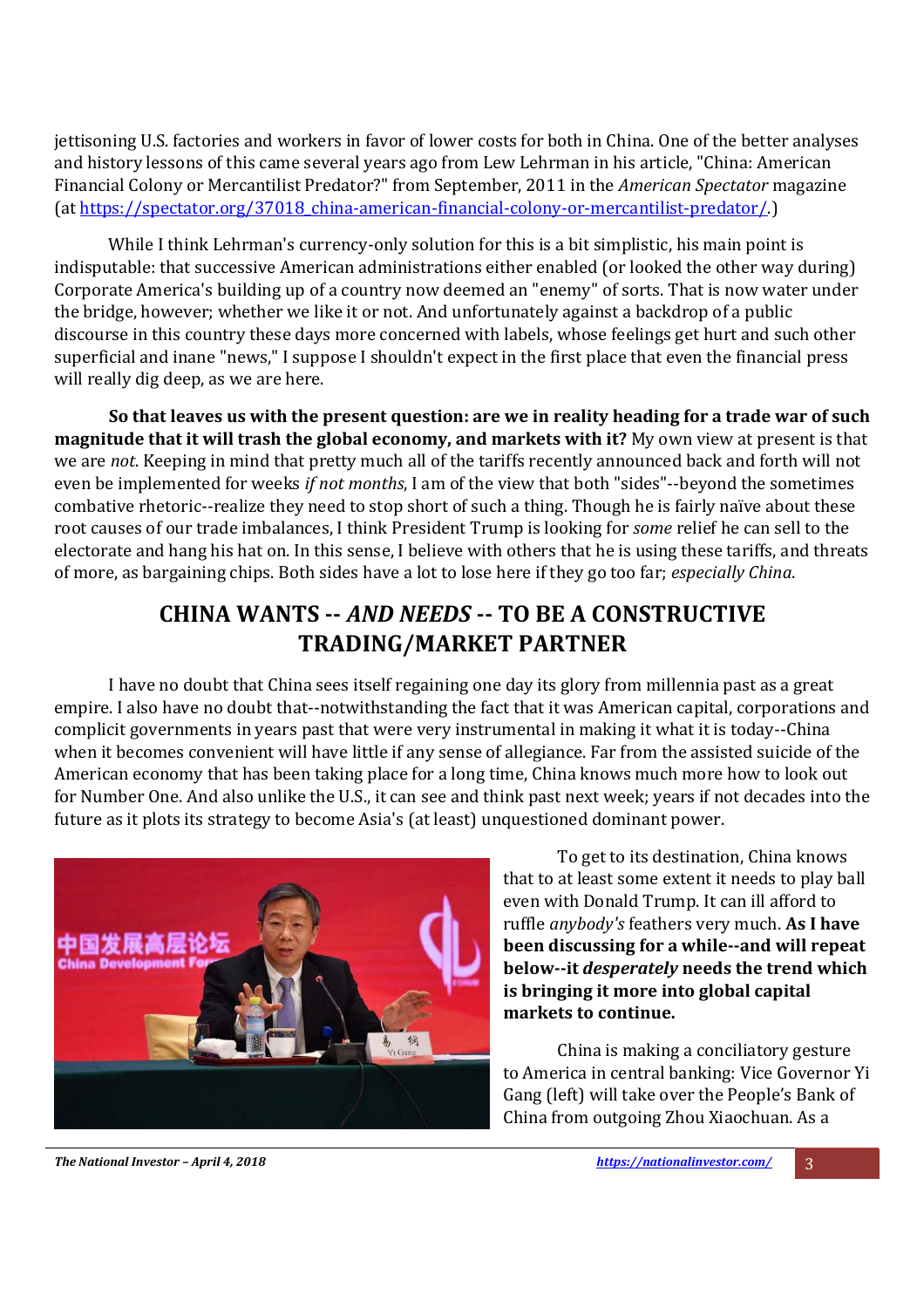jettisoning U.S. factories and workers in favor of lower costs for both in China. One of the better analyses and history lessons of this came several years ago from Lew Lehrman in his article, "China: American Financial Colony or Mercantilist Predator?" from September, 2011 in the *American Spectator* magazine (at [https://spectator.org/37018_china-american-financial-colony-or-mercantilist-predator/](https://spectator.org/37018_china-american-financial-colony-or-mercantilist-predator/).)

While I think Lehrman's currency-only solution for this is a bit simplistic, his main point is indisputable: that successive American administrations either enabled (or looked the other way during) Corporate America's building up of a country now deemed an "enemy" of sorts. That is now water under the bridge, however; whether we like it or not. And unfortunately against a backdrop of a public discourse in this country these days more concerned with labels, whose feelings get hurt and such other superficial and inane "news," I suppose I shouldn't expect in the first place that even the financial press will really dig deep, as we are here.

**So that leaves us with the present question: are we in reality heading for a trade war of such magnitude that it will trash the global economy, and markets with it?** My own view at present is that we are *not*. Keeping in mind that pretty much all of the tariffs recently announced back and forth will not even be implemented for weeks *if not months*, I am of the view that both "sides"--beyond the sometimes combative rhetoric--realize they need to stop short of such a thing. Though he is fairly naïve about these root causes of our trade imbalances, I think President Trump is looking for *some* relief he can sell to the electorate and hang his hat on. In this sense, I believe with others that he is using these tariffs, and threats of more, as bargaining chips. Both sides have a lot to lose here if they go too far; *especially China*.

## CHINA WANTS -- *AND NEEDS* -- TO BE A CONSTRUCTIVE TRADING/MARKET PARTNER

I have no doubt that China sees itself regaining one day its glory from millennia past as a great empire. I also have no doubt that--notwithstanding the fact that it was American capital, corporations and complicit governments in years past that were very instrumental in making it what it is today--China when it becomes convenient will have little if any sense of allegiance. Far from the assisted suicide of the American economy that has been taking place for a long time, China knows much more how to look out for Number One. And also unlike the U.S., it can see and think past next week; years if not decades into the future as it plots its strategy to become Asia's (at least) unquestioned dominant power.

To get to its destination, China knows that to at least some extent it needs to play ball even with Donald Trump. It can ill afford to ruffle *anybody's* feathers very much. **As I have been discussing for a while--and will repeat below--it *desperately* needs the trend which is bringing it more into global capital markets to continue.**

China is making a conciliatory gesture to America in central banking: Vice Governor Yi Gang (left) will take over the People's Bank of China from outgoing Zhou Xiaochuan. As a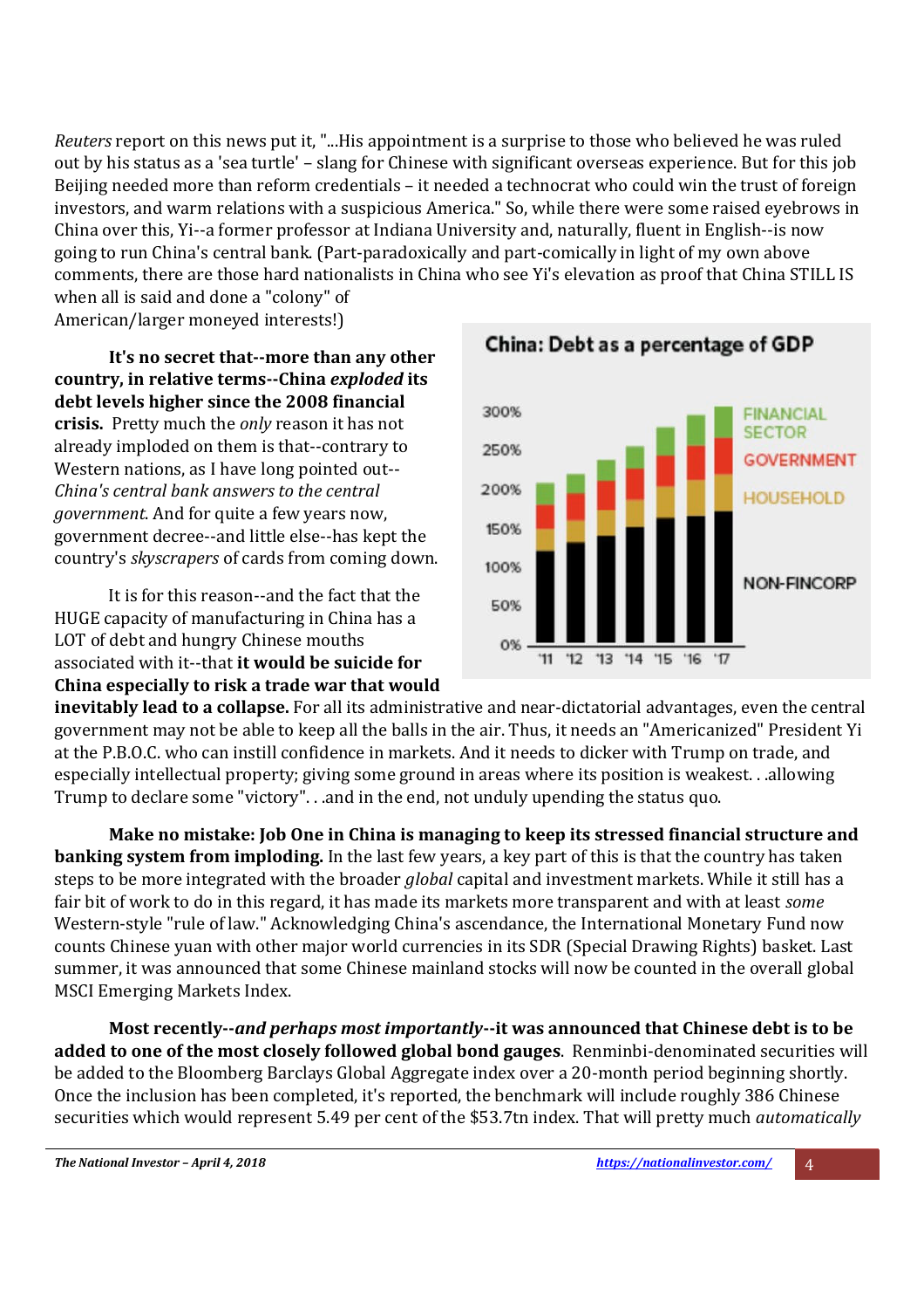*Reuters* report on this news put it, "...His appointment is a surprise to those who believed he was ruled out by his status as a 'sea turtle' – slang for Chinese with significant overseas experience. But for this job Beijing needed more than reform credentials – it needed a technocrat who could win the trust of foreign investors, and warm relations with a suspicious America." So, while there were some raised eyebrows in China over this, Yi--a former professor at Indiana University and, naturally, fluent in English--is now going to run China's central bank. (Part-paradoxically and part-comically in light of my own above comments, there are those hard nationalists in China who see Yi's elevation as proof that China STILL IS when all is said and done a "colony" of American/larger moneyed interests!)

**It's no secret that--more than any other country, in relative terms--China *exploded* its debt levels higher since the 2008 financial crisis.** Pretty much the *only* reason it has not already imploded on them is that--contrary to Western nations, as I have long pointed out--*China's central bank answers to the central government.* And for quite a few years now, government decree--and little else--has kept the country's *skyscrapers* of cards from coming down.

It is for this reason--and the fact that the HUGE capacity of manufacturing in China has a LOT of debt and hungry Chinese mouths associated with it--that **it would be suicide for China especially to risk a trade war that would inevitably lead to a collapse.** For all its administrative and near-dictatorial advantages, even the central government may not be able to keep all the balls in the air. Thus, it needs an "Americanized" President Yi at the P.B.O.C. who can instill confidence in markets. And it needs to dicker with Trump on trade, and especially intellectual property; giving some ground in areas where its position is weakest. . .allowing Trump to declare some "victory". . .and in the end, not unduly upending the status quo.

**China: Debt as a percentage of GDP**

**Make no mistake: Job One in China is managing to keep its stressed financial structure and banking system from imploding.** In the last few years, a key part of this is that the country has taken steps to be more integrated with the broader *global* capital and investment markets. While it still has a fair bit of work to do in this regard, it has made its markets more transparent and with at least *some* Western-style "rule of law." Acknowledging China's ascendance, the International Monetary Fund now counts Chinese yuan with other major world currencies in its SDR (Special Drawing Rights) basket. Last summer, it was announced that some Chinese mainland stocks will now be counted in the overall global MSCI Emerging Markets Index.

**Most recently--*and perhaps most importantly*--it was announced that Chinese debt is to be added to one of the most closely followed global bond gauges**. Renminbi-denominated securities will be added to the Bloomberg Barclays Global Aggregate index over a 20-month period beginning shortly. Once the inclusion has been completed, it's reported, the benchmark will include roughly 386 Chinese securities which would represent 5.49 per cent of the $53.7tn index. That will pretty much *automatically*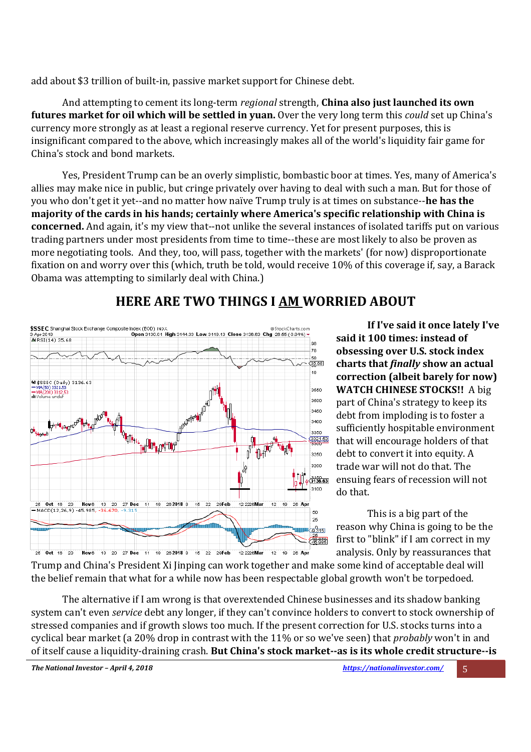add about $3 trillion of built-in, passive market support for Chinese debt.

And attempting to cement its long-term *regional* strength, **China also just launched its own futures market for oil which will be settled in yuan.** Over the very long term this *could* set up China's currency more strongly as at least a regional reserve currency. Yet for present purposes, this is insignificant compared to the above, which increasingly makes all of the world's liquidity fair game for China's stock and bond markets.

Yes, President Trump can be an overly simplistic, bombastic boor at times. Yes, many of America's allies may make nice in public, but cringe privately over having to deal with such a man. But for those of you who don't get it yet--and no matter how naïve Trump truly is at times on substance--**he has the majority of the cards in his hands; certainly where America's specific relationship with China is concerned.** And again, it's my view that--not unlike the several instances of isolated tariffs put on various trading partners under most presidents from time to time--these are most likely to also be proven as more negotiating tools. And they, too, will pass, together with the markets' (for now) disproportionate fixation on and worry over this (which, truth be told, would receive 10% of this coverage if, say, a Barack Obama was attempting to similarly deal with China.)

## HERE ARE TWO THINGS I AM WORRIED ABOUT

**If I've said it once lately I've said it 100 times: instead of obsessing over U.S. stock index charts that *finally* show an actual correction (albeit barely for now) WATCH CHINESE STOCKS!!** A big part of China's strategy to keep its debt from imploding is to foster a sufficiently hospitable environment that will encourage holders of that debt to convert it into equity. A trade war will not do that. The ensuing fears of recession will not do that.

This is a big part of the reason why China is going to be the first to "blink" if I am correct in my analysis. Only by reassurances that Trump and China's President Xi Jinping can work together and make some kind of acceptable deal will the belief remain that what for a while now has been respectable global growth won't be torpedoed.

The alternative if I am wrong is that overextended Chinese businesses and its shadow banking system can't even *service* debt any longer, if they can't convince holders to convert to stock ownership of stressed companies and if growth slows too much. If the present correction for U.S. stocks turns into a cyclical bear market (a 20% drop in contrast with the 11% or so we've seen) that *probably* won't in and of itself cause a liquidity-draining crash. **But China's stock market--as is its whole credit structure--is**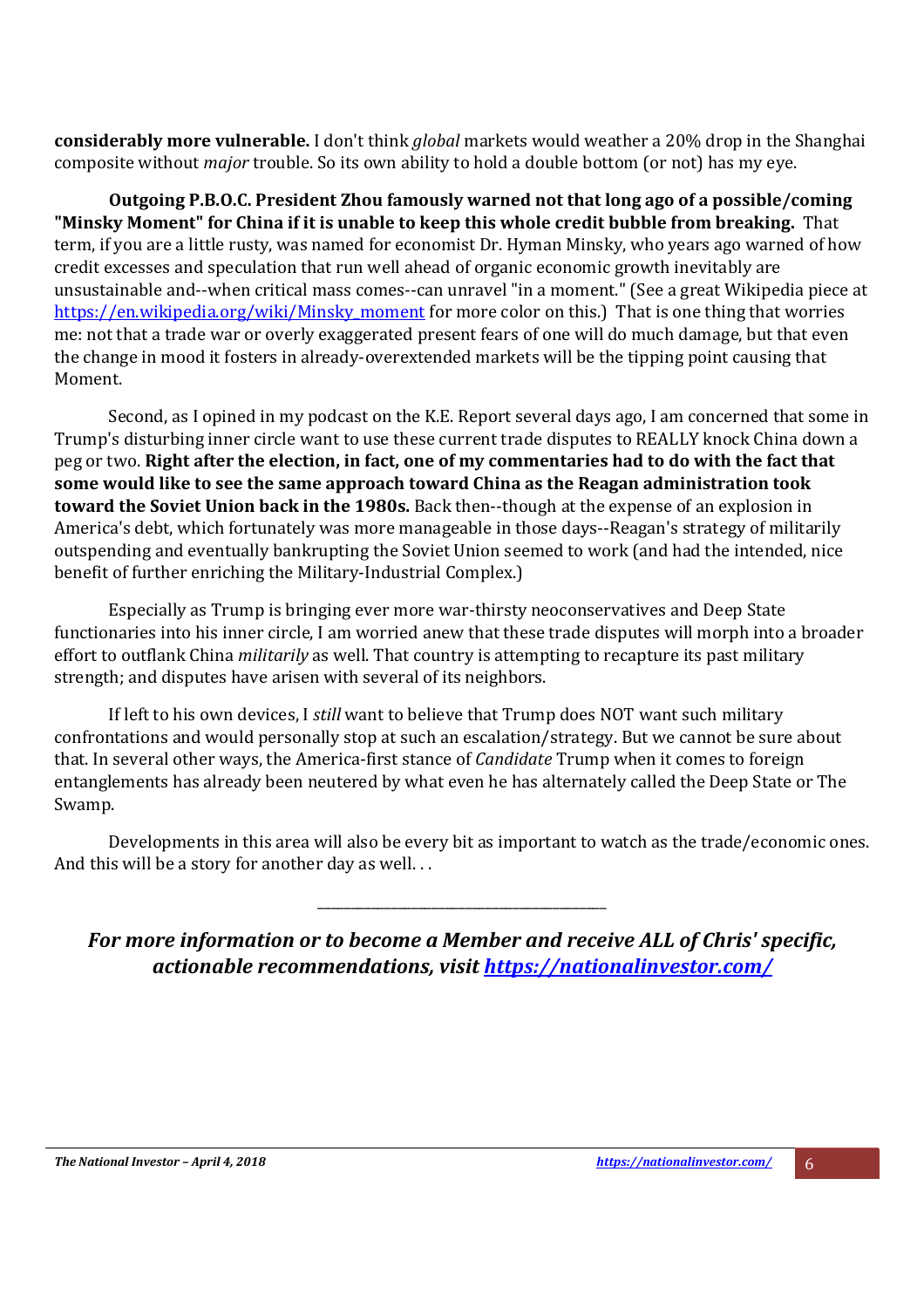**considerably more vulnerable.** I don't think *global* markets would weather a 20% drop in the Shanghai composite without *major* trouble. So its own ability to hold a double bottom (or not) has my eye.

**Outgoing P.B.O.C. President Zhou famously warned not that long ago of a possible/coming "Minsky Moment" for China if it is unable to keep this whole credit bubble from breaking.** That term, if you are a little rusty, was named for economist Dr. Hyman Minsky, who years ago warned of how credit excesses and speculation that run well ahead of organic economic growth inevitably are unsustainable and--when critical mass comes--can unravel "in a moment." (See a great Wikipedia piece at https://en.wikipedia.org/wiki/Minsky_moment for more color on this.) That is one thing that worries me: not that a trade war or overly exaggerated present fears of one will do much damage, but that even the change in mood it fosters in already-overextended markets will be the tipping point causing that Moment.

Second, as I opined in my podcast on the K.E. Report several days ago, I am concerned that some in Trump's disturbing inner circle want to use these current trade disputes to REALLY knock China down a peg or two. **Right after the election, in fact, one of my commentaries had to do with the fact that some would like to see the same approach toward China as the Reagan administration took toward the Soviet Union back in the 1980s.** Back then--though at the expense of an explosion in America's debt, which fortunately was more manageable in those days--Reagan's strategy of militarily outspending and eventually bankrupting the Soviet Union seemed to work (and had the intended, nice benefit of further enriching the Military-Industrial Complex.)

Especially as Trump is bringing ever more war-thirsty neoconservatives and Deep State functionaries into his inner circle, I am worried anew that these trade disputes will morph into a broader effort to outflank China *militarily* as well. That country is attempting to recapture its past military strength; and disputes have arisen with several of its neighbors.

If left to his own devices, I *still* want to believe that Trump does NOT want such military confrontations and would personally stop at such an escalation/strategy. But we cannot be sure about that. In several other ways, the America-first stance of *Candidate* Trump when it comes to foreign entanglements has already been neutered by what even he has alternately called the Deep State or The Swamp.

Developments in this area will also be every bit as important to watch as the trade/economic ones. And this will be a story for another day as well. . .

---

***For more information or to become a Member and receive ALL of Chris' specific, actionable recommendations, visit [https://nationalinvestor.com/](https://nationalinvestor.com/)***